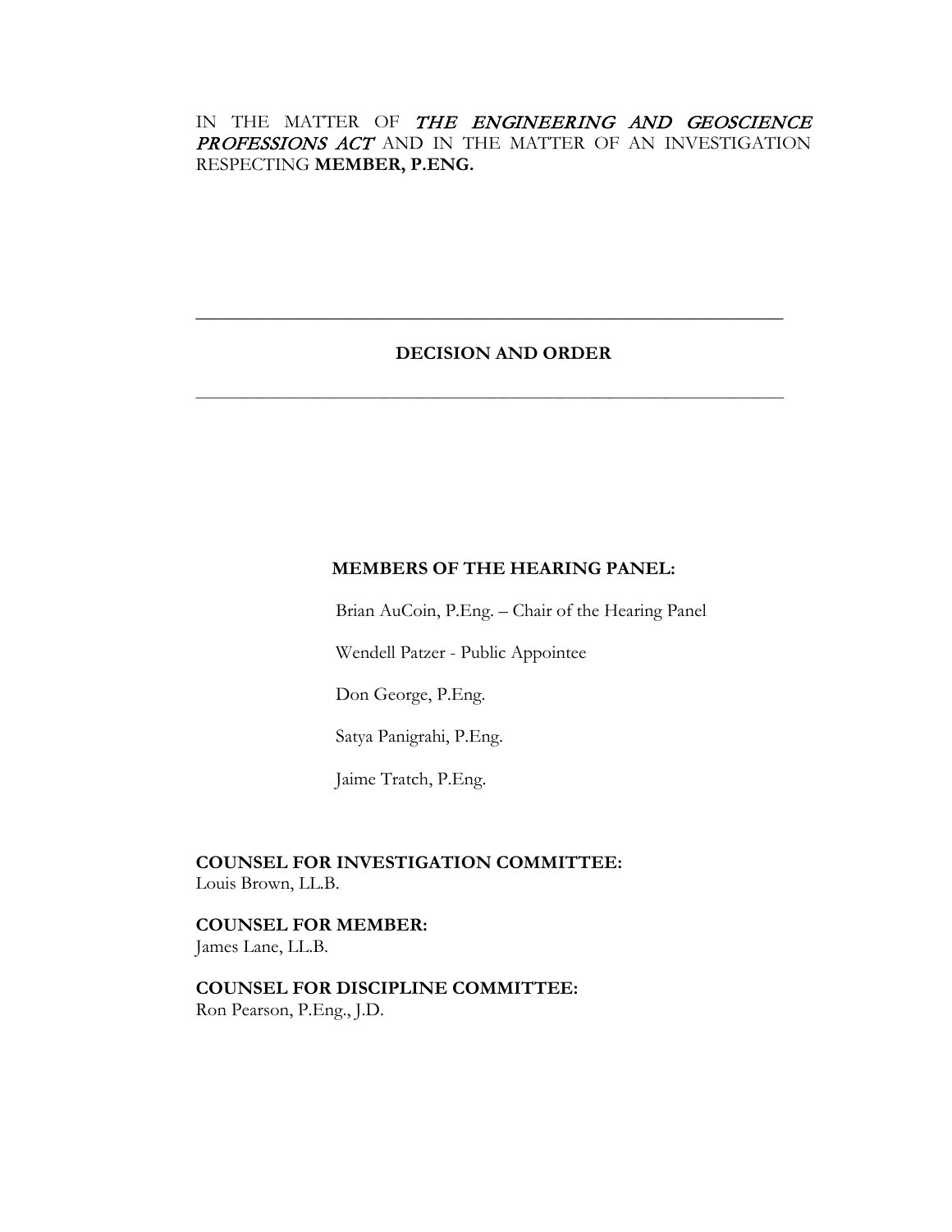IN THE MATTER OF *THE ENGINEERING AND GEOSCIENCE PROFESSIONS ACT* AND IN THE MATTER OF AN INVESTIGATION RESPECTING **MEMBER, P.ENG.**

---

## DECISION AND ORDER

---

**MEMBERS OF THE HEARING PANEL:**

Brian AuCoin, P.Eng. – Chair of the Hearing Panel

Wendell Patzer - Public Appointee

Don George, P.Eng.

Satya Panigrahi, P.Eng.

Jaime Tratch, P.Eng.

**COUNSEL FOR INVESTIGATION COMMITTEE:**
Louis Brown, LL.B.

**COUNSEL FOR MEMBER:**
James Lane, LL.B.

**COUNSEL FOR DISCIPLINE COMMITTEE:**
Ron Pearson, P.Eng., J.D.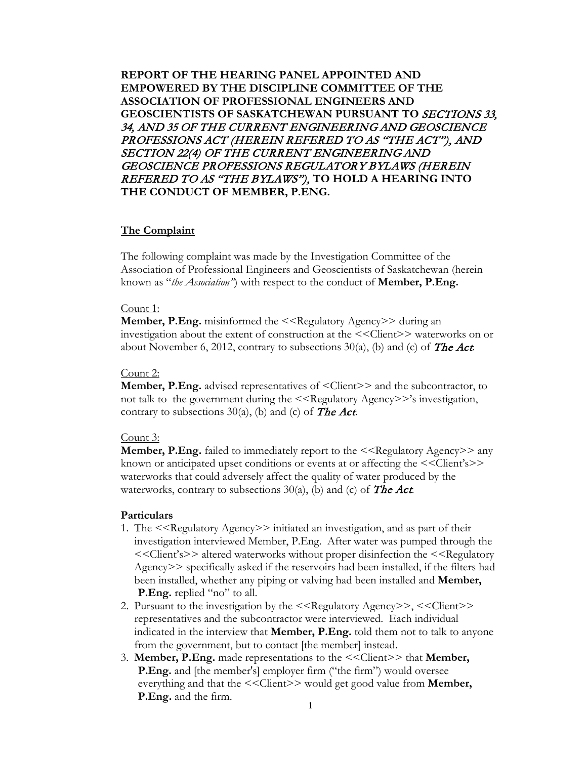**REPORT OF THE HEARING PANEL APPOINTED AND EMPOWERED BY THE DISCIPLINE COMMITTEE OF THE ASSOCIATION OF PROFESSIONAL ENGINEERS AND GEOSCIENTISTS OF SASKATCHEWAN PURSUANT TO** ***SECTIONS 33, 34, AND 35 OF THE CURRENT ENGINEERING AND GEOSCIENCE PROFESSIONS ACT (HEREIN REFERED TO AS "THE ACT"), AND SECTION 22(4) OF THE CURRENT ENGINEERING AND GEOSCIENCE PROFESSIONS REGULATORY BYLAWS (HEREIN REFERED TO AS "THE BYLAWS"),*** **TO HOLD A HEARING INTO THE CONDUCT OF MEMBER, P.ENG.**

## The Complaint

The following complaint was made by the Investigation Committee of the Association of Professional Engineers and Geoscientists of Saskatchewan (herein known as "*the Association"*) with respect to the conduct of **Member, P.Eng.**

Count 1:
**Member, P.Eng.** misinformed the <<Regulatory Agency>> during an investigation about the extent of construction at the <<Client>> waterworks on or about November 6, 2012, contrary to subsections 30(a), (b) and (c) of ***The Act***.

Count 2:
**Member, P.Eng.** advised representatives of <Client>> and the subcontractor, to not talk to the government during the <<Regulatory Agency>>'s investigation, contrary to subsections 30(a), (b) and (c) of ***The Act***.

Count 3:
**Member, P.Eng.** failed to immediately report to the <<Regulatory Agency>> any known or anticipated upset conditions or events at or affecting the <<Client's>> waterworks that could adversely affect the quality of water produced by the waterworks, contrary to subsections 30(a), (b) and (c) of ***The Act***.

**Particulars**

1. The <<Regulatory Agency>> initiated an investigation, and as part of their investigation interviewed Member, P.Eng. After water was pumped through the <<Client's>> altered waterworks without proper disinfection the <<Regulatory Agency>> specifically asked if the reservoirs had been installed, if the filters had been installed, whether any piping or valving had been installed and **Member, P.Eng.** replied "no" to all.
2. Pursuant to the investigation by the <<Regulatory Agency>>, <<Client>> representatives and the subcontractor were interviewed. Each individual indicated in the interview that **Member, P.Eng.** told them not to talk to anyone from the government, but to contact [the member] instead.
3. **Member, P.Eng.** made representations to the <<Client>> that **Member, P.Eng.** and [the member's] employer firm ("the firm") would oversee everything and that the <<Client>> would get good value from **Member, P.Eng.** and the firm.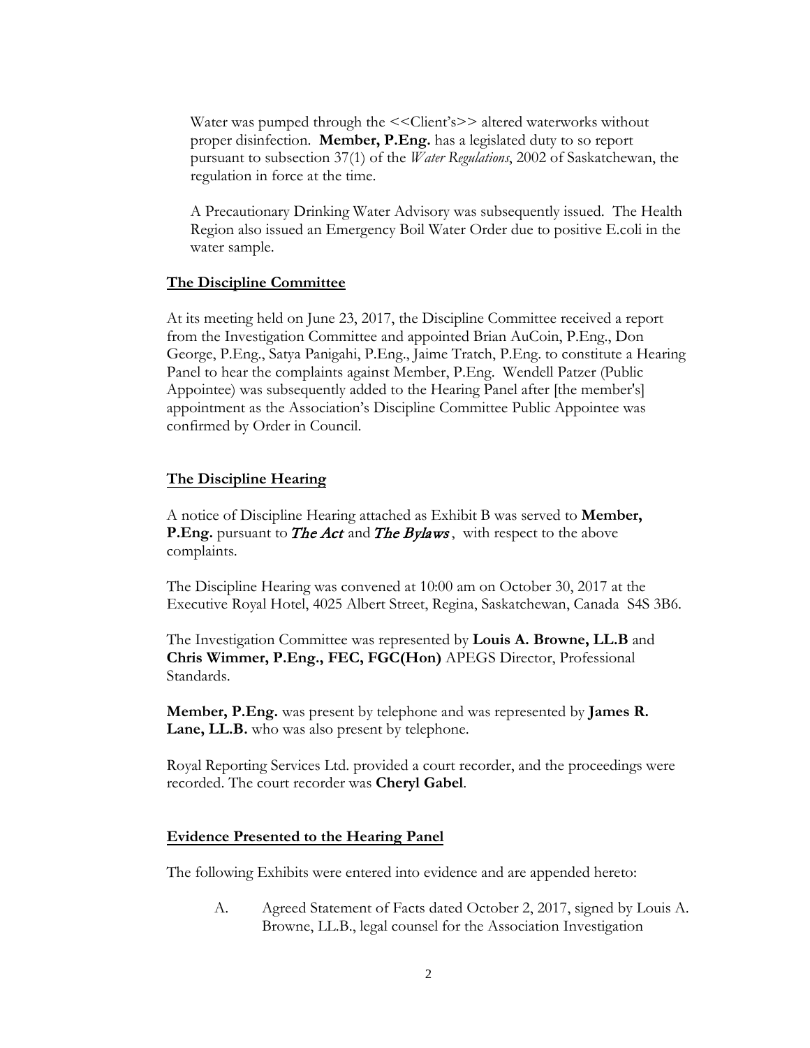Water was pumped through the <<Client's>> altered waterworks without proper disinfection. **Member, P.Eng.** has a legislated duty to so report pursuant to subsection 37(1) of the *Water Regulations*, 2002 of Saskatchewan, the regulation in force at the time.

A Precautionary Drinking Water Advisory was subsequently issued. The Health Region also issued an Emergency Boil Water Order due to positive E.coli in the water sample.

## The Discipline Committee

At its meeting held on June 23, 2017, the Discipline Committee received a report from the Investigation Committee and appointed Brian AuCoin, P.Eng., Don George, P.Eng., Satya Panigahi, P.Eng., Jaime Tratch, P.Eng. to constitute a Hearing Panel to hear the complaints against Member, P.Eng. Wendell Patzer (Public Appointee) was subsequently added to the Hearing Panel after [the member's] appointment as the Association's Discipline Committee Public Appointee was confirmed by Order in Council.

## The Discipline Hearing

A notice of Discipline Hearing attached as Exhibit B was served to **Member, P.Eng.** pursuant to ***The Act*** and ***The Bylaws***, with respect to the above complaints.

The Discipline Hearing was convened at 10:00 am on October 30, 2017 at the Executive Royal Hotel, 4025 Albert Street, Regina, Saskatchewan, Canada S4S 3B6.

The Investigation Committee was represented by **Louis A. Browne, LL.B** and **Chris Wimmer, P.Eng., FEC, FGC(Hon)** APEGS Director, Professional Standards.

**Member, P.Eng.** was present by telephone and was represented by **James R. Lane, LL.B.** who was also present by telephone.

Royal Reporting Services Ltd. provided a court recorder, and the proceedings were recorded. The court recorder was **Cheryl Gabel**.

## Evidence Presented to the Hearing Panel

The following Exhibits were entered into evidence and are appended hereto:

A. Agreed Statement of Facts dated October 2, 2017, signed by Louis A. Browne, LL.B., legal counsel for the Association Investigation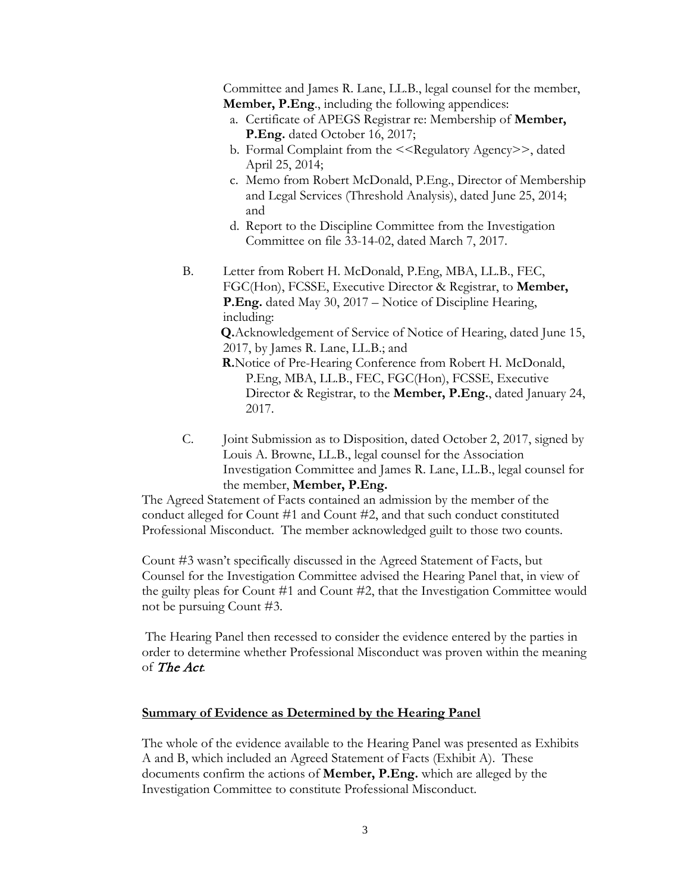Committee and James R. Lane, LL.B., legal counsel for the member, **Member, P.Eng**., including the following appendices:

a. Certificate of APEGS Registrar re: Membership of **Member, P.Eng.** dated October 16, 2017;
b. Formal Complaint from the <<Regulatory Agency>>, dated April 25, 2014;
c. Memo from Robert McDonald, P.Eng., Director of Membership and Legal Services (Threshold Analysis), dated June 25, 2014; and
d. Report to the Discipline Committee from the Investigation Committee on file 33-14-02, dated March 7, 2017.

B. Letter from Robert H. McDonald, P.Eng, MBA, LL.B., FEC, FGC(Hon), FCSSE, Executive Director & Registrar, to **Member, P.Eng.** dated May 30, 2017 – Notice of Discipline Hearing, including:

**Q.** Acknowledgement of Service of Notice of Hearing, dated June 15, 2017, by James R. Lane, LL.B.; and

**R.** Notice of Pre-Hearing Conference from Robert H. McDonald, P.Eng, MBA, LL.B., FEC, FGC(Hon), FCSSE, Executive Director & Registrar, to the **Member, P.Eng.**, dated January 24, 2017.

C. Joint Submission as to Disposition, dated October 2, 2017, signed by Louis A. Browne, LL.B., legal counsel for the Association Investigation Committee and James R. Lane, LL.B., legal counsel for the member, **Member, P.Eng.**

The Agreed Statement of Facts contained an admission by the member of the conduct alleged for Count #1 and Count #2, and that such conduct constituted Professional Misconduct. The member acknowledged guilt to those two counts.

Count #3 wasn't specifically discussed in the Agreed Statement of Facts, but Counsel for the Investigation Committee advised the Hearing Panel that, in view of the guilty pleas for Count #1 and Count #2, that the Investigation Committee would not be pursuing Count #3.

The Hearing Panel then recessed to consider the evidence entered by the parties in order to determine whether Professional Misconduct was proven within the meaning of *The Act*.

**Summary of Evidence as Determined by the Hearing Panel**

The whole of the evidence available to the Hearing Panel was presented as Exhibits A and B, which included an Agreed Statement of Facts (Exhibit A). These documents confirm the actions of **Member, P.Eng.** which are alleged by the Investigation Committee to constitute Professional Misconduct.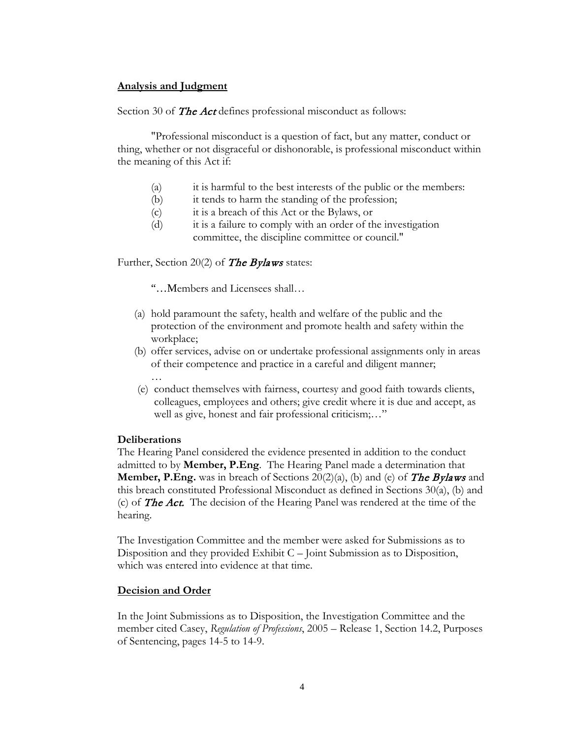## Analysis and Judgment

Section 30 of ***The Act*** defines professional misconduct as follows:

"Professional misconduct is a question of fact, but any matter, conduct or thing, whether or not disgraceful or dishonorable, is professional misconduct within the meaning of this Act if:

(a) it is harmful to the best interests of the public or the members:
(b) it tends to harm the standing of the profession;
(c) it is a breach of this Act or the Bylaws, or
(d) it is a failure to comply with an order of the investigation committee, the discipline committee or council."

Further, Section 20(2) of ***The Bylaws*** states:

"…Members and Licensees shall…

(a) hold paramount the safety, health and welfare of the public and the protection of the environment and promote health and safety within the workplace;
(b) offer services, advise on or undertake professional assignments only in areas of their competence and practice in a careful and diligent manner;

…

(e) conduct themselves with fairness, courtesy and good faith towards clients, colleagues, employees and others; give credit where it is due and accept, as well as give, honest and fair professional criticism;…"

**Deliberations**

The Hearing Panel considered the evidence presented in addition to the conduct admitted to by **Member, P.Eng**. The Hearing Panel made a determination that **Member, P.Eng.** was in breach of Sections 20(2)(a), (b) and (e) of ***The Bylaws*** and this breach constituted Professional Misconduct as defined in Sections 30(a), (b) and (c) of ***The Act.*** The decision of the Hearing Panel was rendered at the time of the hearing.

The Investigation Committee and the member were asked for Submissions as to Disposition and they provided Exhibit C – Joint Submission as to Disposition, which was entered into evidence at that time.

## Decision and Order

In the Joint Submissions as to Disposition, the Investigation Committee and the member cited Casey, *Regulation of Professions*, 2005 – Release 1, Section 14.2, Purposes of Sentencing, pages 14-5 to 14-9.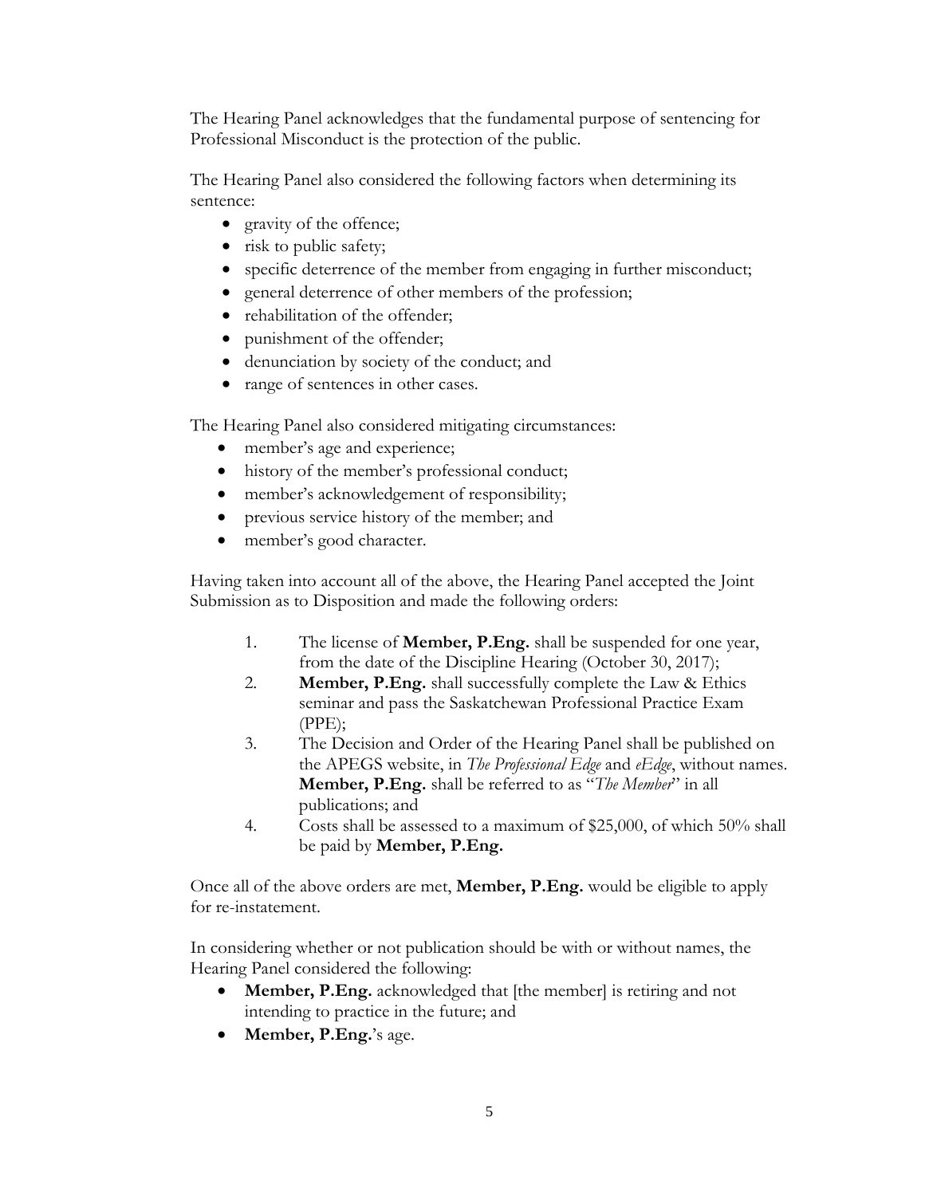The Hearing Panel acknowledges that the fundamental purpose of sentencing for Professional Misconduct is the protection of the public.

The Hearing Panel also considered the following factors when determining its sentence:

- gravity of the offence;
- risk to public safety;
- specific deterrence of the member from engaging in further misconduct;
- general deterrence of other members of the profession;
- rehabilitation of the offender;
- punishment of the offender;
- denunciation by society of the conduct; and
- range of sentences in other cases.

The Hearing Panel also considered mitigating circumstances:

- member's age and experience;
- history of the member's professional conduct;
- member's acknowledgement of responsibility;
- previous service history of the member; and
- member's good character.

Having taken into account all of the above, the Hearing Panel accepted the Joint Submission as to Disposition and made the following orders:

1. The license of **Member, P.Eng.** shall be suspended for one year, from the date of the Discipline Hearing (October 30, 2017);
2. **Member, P.Eng.** shall successfully complete the Law & Ethics seminar and pass the Saskatchewan Professional Practice Exam (PPE);
3. The Decision and Order of the Hearing Panel shall be published on the APEGS website, in *The Professional Edge* and *eEdge*, without names. **Member, P.Eng.** shall be referred to as "*The Member*" in all publications; and
4. Costs shall be assessed to a maximum of $25,000, of which 50% shall be paid by **Member, P.Eng.**

Once all of the above orders are met, **Member, P.Eng.** would be eligible to apply for re-instatement.

In considering whether or not publication should be with or without names, the Hearing Panel considered the following:

- **Member, P.Eng.** acknowledged that [the member] is retiring and not intending to practice in the future; and
- **Member, P.Eng.**'s age.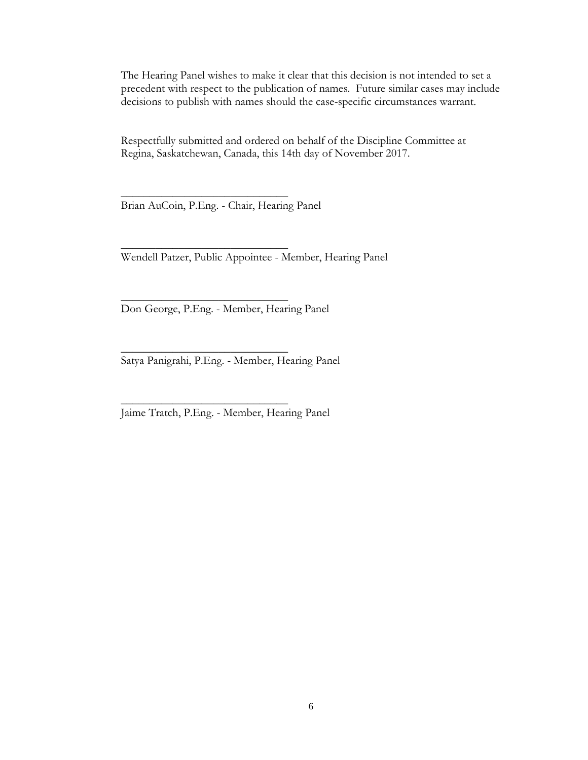The Hearing Panel wishes to make it clear that this decision is not intended to set a precedent with respect to the publication of names. Future similar cases may include decisions to publish with names should the case-specific circumstances warrant.

Respectfully submitted and ordered on behalf of the Discipline Committee at Regina, Saskatchewan, Canada, this 14th day of November 2017.

______________________________
Brian AuCoin, P.Eng. - Chair, Hearing Panel

______________________________
Wendell Patzer, Public Appointee - Member, Hearing Panel

______________________________
Don George, P.Eng. - Member, Hearing Panel

______________________________
Satya Panigrahi, P.Eng. - Member, Hearing Panel

______________________________
Jaime Tratch, P.Eng. - Member, Hearing Panel